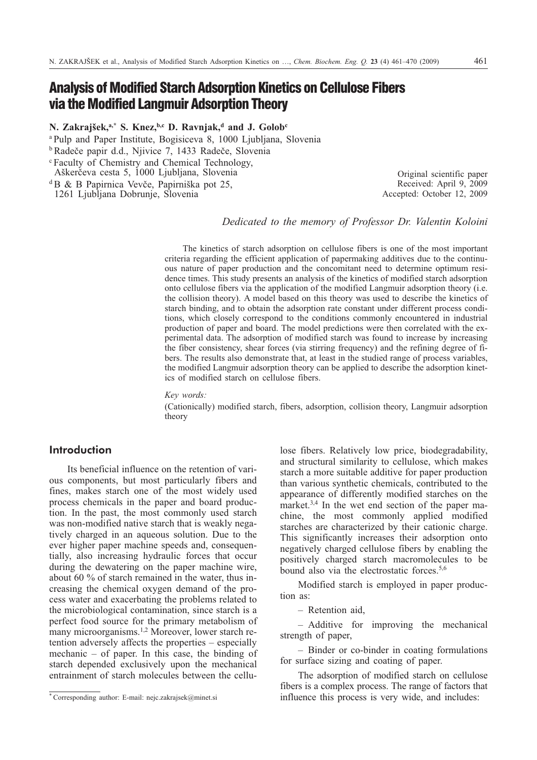# Analysis of Modified Starch Adsorption Kinetics on Cellulose Fibers via the Modified Langmuir Adsorption Theory

**N. Zakrajšek,[a,*] S. Knez,[b,c] D. Ravnjak,[d] and J. Golob[c]**

[a] Pulp and Paper Institute, Bogisiceva 8, 1000 Ljubljana, Slovenia
[b] Radeče papir d.d., Njivice 7, 1433 Radeče, Slovenia
[c] Faculty of Chemistry and Chemical Technology, Aškerčeva cesta 5, 1000 Ljubljana, Slovenia
[d] B & B Papirnica Vevče, Papirniška pot 25, 1261 Ljubljana Dobrunje, Slovenia

Original scientific paper
Received: April 9, 2009
Accepted: October 12, 2009

*Dedicated to the memory of Professor Dr. Valentin Koloini*

The kinetics of starch adsorption on cellulose fibers is one of the most important criteria regarding the efficient application of papermaking additives due to the continuous nature of paper production and the concomitant need to determine optimum residence times. This study presents an analysis of the kinetics of modified starch adsorption onto cellulose fibers via the application of the modified Langmuir adsorption theory (i.e. the collision theory). A model based on this theory was used to describe the kinetics of starch binding, and to obtain the adsorption rate constant under different process conditions, which closely correspond to the conditions commonly encountered in industrial production of paper and board. The model predictions were then correlated with the experimental data. The adsorption of modified starch was found to increase by increasing the fiber consistency, shear forces (via stirring frequency) and the refining degree of fibers. The results also demonstrate that, at least in the studied range of process variables, the modified Langmuir adsorption theory can be applied to describe the adsorption kinetics of modified starch on cellulose fibers.

*Key words:*

(Cationically) modified starch, fibers, adsorption, collision theory, Langmuir adsorption theory

## Introduction

Its beneficial influence on the retention of various components, but most particularly fibers and fines, makes starch one of the most widely used process chemicals in the paper and board production. In the past, the most commonly used starch was non-modified native starch that is weakly negatively charged in an aqueous solution. Due to the ever higher paper machine speeds and, consequentially, also increasing hydraulic forces that occur during the dewatering on the paper machine wire, about 60 % of starch remained in the water, thus increasing the chemical oxygen demand of the process water and exacerbating the problems related to the microbiological contamination, since starch is a perfect food source for the primary metabolism of many microorganisms.[1,2] Moreover, lower starch retention adversely affects the properties – especially mechanic – of paper. In this case, the binding of starch depended exclusively upon the mechanical entrainment of starch molecules between the cellulose fibers. Relatively low price, biodegradability, and structural similarity to cellulose, which makes starch a more suitable additive for paper production than various synthetic chemicals, contributed to the appearance of differently modified starches on the market.[3,4] In the wet end section of the paper machine, the most commonly applied modified starches are characterized by their cationic charge. This significantly increases their adsorption onto negatively charged cellulose fibers by enabling the positively charged starch macromolecules to be bound also via the electrostatic forces.[5,6]

Modified starch is employed in paper production as:

– Retention aid,

– Additive for improving the mechanical strength of paper,

– Binder or co-binder in coating formulations for surface sizing and coating of paper.

The adsorption of modified starch on cellulose fibers is a complex process. The range of factors that influence this process is very wide, and includes:

[*] Corresponding author: E-mail: nejc.zakrajsek@minet.si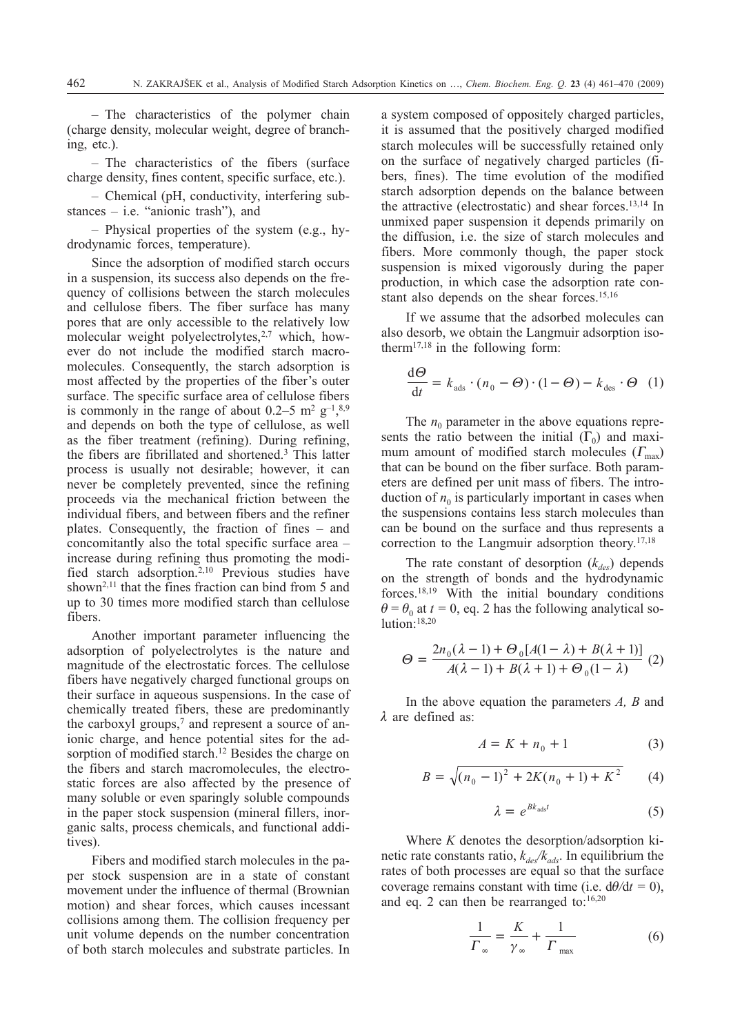– The characteristics of the polymer chain (charge density, molecular weight, degree of branching, etc.).

– The characteristics of the fibers (surface charge density, fines content, specific surface, etc.).

– Chemical (pH, conductivity, interfering substances – i.e. "anionic trash"), and

– Physical properties of the system (e.g., hydrodynamic forces, temperature).

Since the adsorption of modified starch occurs in a suspension, its success also depends on the frequency of collisions between the starch molecules and cellulose fibers. The fiber surface has many pores that are only accessible to the relatively low molecular weight polyelectrolytes,[2,7] which, however do not include the modified starch macromolecules. Consequently, the starch adsorption is most affected by the properties of the fiber's outer surface. The specific surface area of cellulose fibers is commonly in the range of about 0.2–5 $m^2$ $g^{-1}$,[8,9] and depends on both the type of cellulose, as well as the fiber treatment (refining). During refining, the fibers are fibrillated and shortened.[3] This latter process is usually not desirable; however, it can never be completely prevented, since the refining proceeds via the mechanical friction between the individual fibers, and between fibers and the refiner plates. Consequently, the fraction of fines – and concomitantly also the total specific surface area – increase during refining thus promoting the modified starch adsorption.[2,10] Previous studies have shown[2,11] that the fines fraction can bind from 5 and up to 30 times more modified starch than cellulose fibers.

Another important parameter influencing the adsorption of polyelectrolytes is the nature and magnitude of the electrostatic forces. The cellulose fibers have negatively charged functional groups on their surface in aqueous suspensions. In the case of chemically treated fibers, these are predominantly the carboxyl groups,[7] and represent a source of anionic charge, and hence potential sites for the adsorption of modified starch.[12] Besides the charge on the fibers and starch macromolecules, the electrostatic forces are also affected by the presence of many soluble or even sparingly soluble compounds in the paper stock suspension (mineral fillers, inorganic salts, process chemicals, and functional additives).

Fibers and modified starch molecules in the paper stock suspension are in a state of constant movement under the influence of thermal (Brownian motion) and shear forces, which causes incessant collisions among them. The collision frequency per unit volume depends on the number concentration of both starch molecules and substrate particles. In a system composed of oppositely charged particles, it is assumed that the positively charged modified starch molecules will be successfully retained only on the surface of negatively charged particles (fibers, fines). The time evolution of the modified starch adsorption depends on the balance between the attractive (electrostatic) and shear forces.[13,14] In unmixed paper suspension it depends primarily on the diffusion, i.e. the size of starch molecules and fibers. More commonly though, the paper stock suspension is mixed vigorously during the paper production, in which case the adsorption rate constant also depends on the shear forces.[15,16]

If we assume that the adsorbed molecules can also desorb, we obtain the Langmuir adsorption isotherm[17,18] in the following form:

$$\frac{\mathrm{d}\Theta}{\mathrm{d}t} = k_{\mathrm{ads}} \cdot (n_0 - \Theta) \cdot (1 - \Theta) - k_{\mathrm{des}} \cdot \Theta \quad (1)$$

The $n_0$ parameter in the above equations represents the ratio between the initial ($\Gamma_0$) and maximum amount of modified starch molecules ($\Gamma_{\max}$) that can be bound on the fiber surface. Both parameters are defined per unit mass of fibers. The introduction of $n_0$ is particularly important in cases when the suspensions contains less starch molecules than can be bound on the surface and thus represents a correction to the Langmuir adsorption theory.[17,18]

The rate constant of desorption ($k_{des}$) depends on the strength of bonds and the hydrodynamic forces.[18,19] With the initial boundary conditions $\theta = \theta_0$ at $t = 0$, eq. 2 has the following analytical solution:[18,20]

$$\Theta = \frac{2n_0(\lambda - 1) + \Theta_0[A(1-\lambda) + B(\lambda + 1)]}{A(\lambda - 1) + B(\lambda + 1) + \Theta_0(1 - \lambda)} \quad (2)$$

In the above equation the parameters $A$, $B$ and $\lambda$ are defined as:

$$A = K + n_0 + 1 \quad (3)$$

$$B = \sqrt{(n_0 - 1)^2 + 2K(n_0 + 1) + K^2} \quad (4)$$

$$\lambda = e^{Bk_{\mathrm{ads}}t} \quad (5)$$

Where $K$ denotes the desorption/adsorption kinetic rate constants ratio, $k_{des}/k_{ads}$. In equilibrium the rates of both processes are equal so that the surface coverage remains constant with time (i.e. $\mathrm{d}\theta/\mathrm{d}t = 0$), and eq. 2 can then be rearranged to:[16,20]

$$\frac{1}{\Gamma_\infty} = \frac{K}{\gamma_\infty} + \frac{1}{\Gamma_{\max}} \quad (6)$$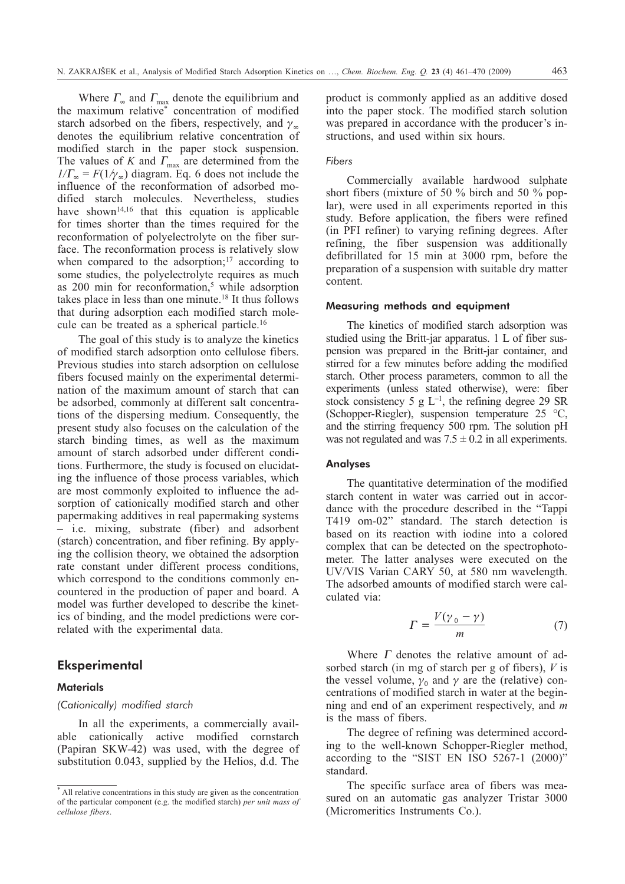Where $\Gamma_\infty$ and $\Gamma_{max}$ denote the equilibrium and the maximum relative* concentration of modified starch adsorbed on the fibers, respectively, and $\gamma_\infty$ denotes the equilibrium relative concentration of modified starch in the paper stock suspension. The values of $K$ and $\Gamma_{max}$ are determined from the $1/\Gamma_\infty = F(1/\gamma_\infty)$ diagram. Eq. 6 does not include the influence of the reconformation of adsorbed modified starch molecules. Nevertheless, studies have shown[14,16] that this equation is applicable for times shorter than the times required for the reconformation of polyelectrolyte on the fiber surface. The reconformation process is relatively slow when compared to the adsorption;[17] according to some studies, the polyelectrolyte requires as much as 200 min for reconformation,[5] while adsorption takes place in less than one minute.[18] It thus follows that during adsorption each modified starch molecule can be treated as a spherical particle.[16]

The goal of this study is to analyze the kinetics of modified starch adsorption onto cellulose fibers. Previous studies into starch adsorption on cellulose fibers focused mainly on the experimental determination of the maximum amount of starch that can be adsorbed, commonly at different salt concentrations of the dispersing medium. Consequently, the present study also focuses on the calculation of the starch binding times, as well as the maximum amount of starch adsorbed under different conditions. Furthermore, the study is focused on elucidating the influence of those process variables, which are most commonly exploited to influence the adsorption of cationically modified starch and other papermaking additives in real papermaking systems – i.e. mixing, substrate (fiber) and adsorbent (starch) concentration, and fiber refining. By applying the collision theory, we obtained the adsorption rate constant under different process conditions, which correspond to the conditions commonly encountered in the production of paper and board. A model was further developed to describe the kinetics of binding, and the model predictions were correlated with the experimental data.

## Eksperimental

### Materials

#### *(Cationically) modified starch*

In all the experiments, a commercially available cationically active modified cornstarch (Papiran SKW-42) was used, with the degree of substitution 0.043, supplied by the Helios, d.d. The product is commonly applied as an additive dosed into the paper stock. The modified starch solution was prepared in accordance with the producer's instructions, and used within six hours.

#### *Fibers*

Commercially available hardwood sulphate short fibers (mixture of 50 % birch and 50 % poplar), were used in all experiments reported in this study. Before application, the fibers were refined (in PFI refiner) to varying refining degrees. After refining, the fiber suspension was additionally defibrillated for 15 min at 3000 rpm, before the preparation of a suspension with suitable dry matter content.

### Measuring methods and equipment

The kinetics of modified starch adsorption was studied using the Britt-jar apparatus. 1 L of fiber suspension was prepared in the Britt-jar container, and stirred for a few minutes before adding the modified starch. Other process parameters, common to all the experiments (unless stated otherwise), were: fiber stock consistency 5 g L$^{-1}$, the refining degree 29 SR (Schopper-Riegler), suspension temperature 25 °C, and the stirring frequency 500 rpm. The solution pH was not regulated and was $7.5 \pm 0.2$ in all experiments.

### Analyses

The quantitative determination of the modified starch content in water was carried out in accordance with the procedure described in the "Tappi T419 om-02" standard. The starch detection is based on its reaction with iodine into a colored complex that can be detected on the spectrophotometer. The latter analyses were executed on the UV/VIS Varian CARY 50, at 580 nm wavelength. The adsorbed amounts of modified starch were calculated via:

$$\Gamma = \frac{V(\gamma_0 - \gamma)}{m} \tag{7}$$

Where $\Gamma$ denotes the relative amount of adsorbed starch (in mg of starch per g of fibers), $V$ is the vessel volume, $\gamma_0$ and $\gamma$ are the (relative) concentrations of modified starch in water at the beginning and end of an experiment respectively, and $m$ is the mass of fibers.

The degree of refining was determined according to the well-known Schopper-Riegler method, according to the "SIST EN ISO 5267-1 (2000)" standard.

The specific surface area of fibers was measured on an automatic gas analyzer Tristar 3000 (Micromeritics Instruments Co.).

---

* All relative concentrations in this study are given as the concentration of the particular component (e.g. the modified starch) *per unit mass of cellulose fibers*.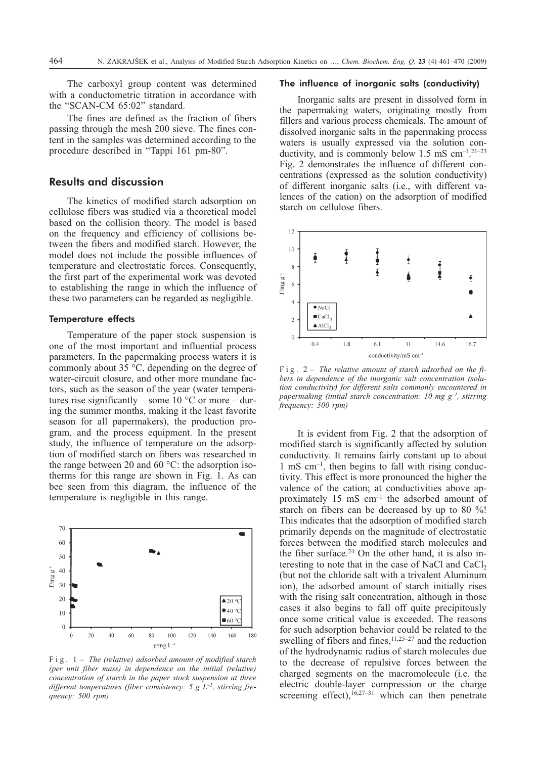The carboxyl group content was determined with a conductometric titration in accordance with the "SCAN-CM 65:02" standard.

The fines are defined as the fraction of fibers passing through the mesh 200 sieve. The fines content in the samples was determined according to the procedure described in "Tappi 161 pm-80".

## Results and discussion

The kinetics of modified starch adsorption on cellulose fibers was studied via a theoretical model based on the collision theory. The model is based on the frequency and efficiency of collisions between the fibers and modified starch. However, the model does not include the possible influences of temperature and electrostatic forces. Consequently, the first part of the experimental work was devoted to establishing the range in which the influence of these two parameters can be regarded as negligible.

### Temperature effects

Temperature of the paper stock suspension is one of the most important and influential process parameters. In the papermaking process waters it is commonly about 35 °C, depending on the degree of water-circuit closure, and other more mundane factors, such as the season of the year (water temperatures rise significantly – some 10 °C or more – during the summer months, making it the least favorite season for all papermakers), the production program, and the process equipment. In the present study, the influence of temperature on the adsorption of modified starch on fibers was researched in the range between 20 and 60 °C: the adsorption isotherms for this range are shown in Fig. 1. As can bee seen from this diagram, the influence of the temperature is negligible in this range.

Fig. 1 – *The (relative) adsorbed amount of modified starch (per unit fiber mass) in dependence on the initial (relative) concentration of starch in the paper stock suspension at three different temperatures (fiber consistency: 5 g L*$^{-1}$*, stirring frequency: 500 rpm)*

### The influence of inorganic salts (conductivity)

Inorganic salts are present in dissolved form in the papermaking waters, originating mostly from fillers and various process chemicals. The amount of dissolved inorganic salts in the papermaking process waters is usually expressed via the solution conductivity, and is commonly below 1.5 mS cm$^{-1}$.[21–23] Fig. 2 demonstrates the influence of different concentrations (expressed as the solution conductivity) of different inorganic salts (i.e., with different valences of the cation) on the adsorption of modified starch on cellulose fibers.

Fig. 2 – *The relative amount of starch adsorbed on the fibers in dependence of the inorganic salt concentration (solution conductivity) for different salts commonly encountered in papermaking (initial starch concentration: 10 mg g*$^{-1}$*, stirring frequency: 500 rpm)*

It is evident from Fig. 2 that the adsorption of modified starch is significantly affected by solution conductivity. It remains fairly constant up to about 1 mS cm$^{-1}$, then begins to fall with rising conductivity. This effect is more pronounced the higher the valence of the cation; at conductivities above approximately 15 mS cm$^{-1}$ the adsorbed amount of starch on fibers can be decreased by up to 80 %! This indicates that the adsorption of modified starch primarily depends on the magnitude of electrostatic forces between the modified starch molecules and the fiber surface.[24] On the other hand, it is also interesting to note that in the case of NaCl and $CaCl_2$ (but not the chloride salt with a trivalent Aluminum ion), the adsorbed amount of starch initially rises with the rising salt concentration, although in those cases it also begins to fall off quite precipitously once some critical value is exceeded. The reasons for such adsorption behavior could be related to the swelling of fibers and fines,[11,25–27] and the reduction of the hydrodynamic radius of starch molecules due to the decrease of repulsive forces between the charged segments on the macromolecule (i.e. the electric double-layer compression or the charge screening effect),[16,27–31] which can then penetrate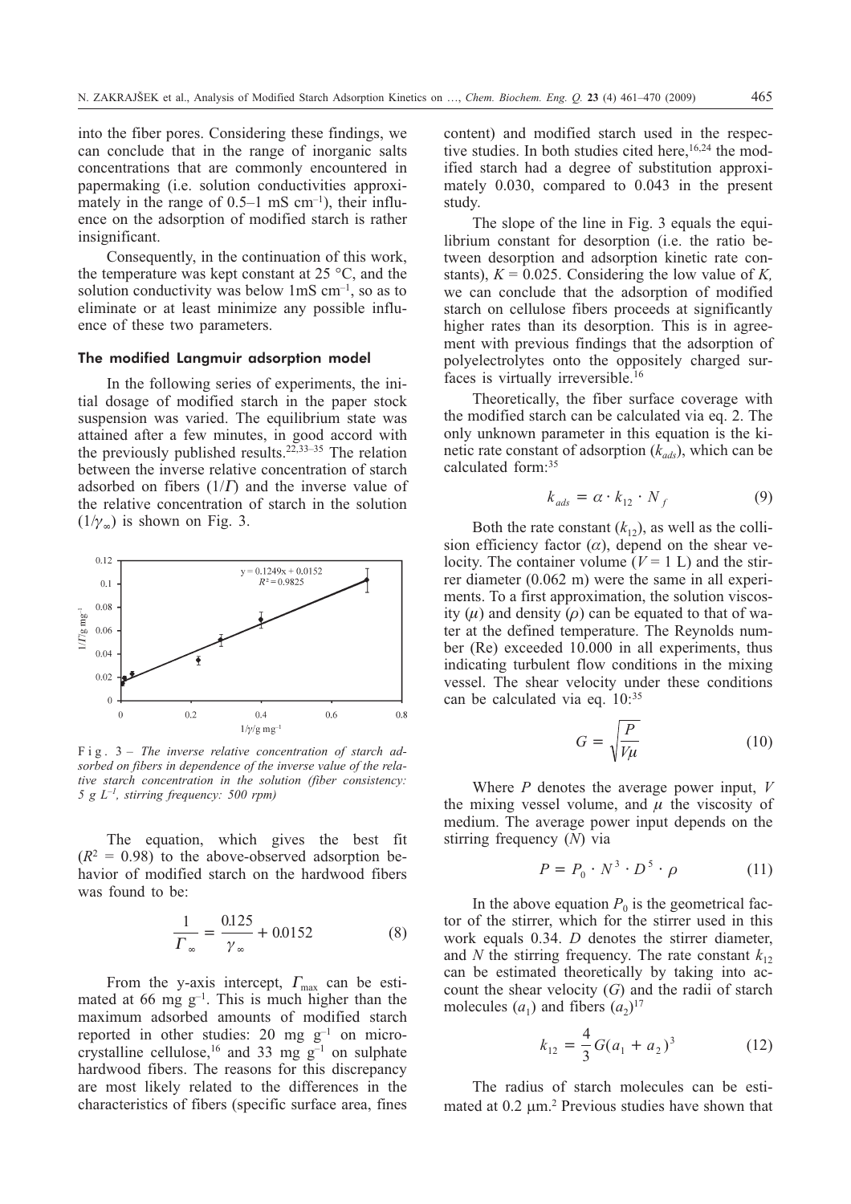into the fiber pores. Considering these findings, we can conclude that in the range of inorganic salts concentrations that are commonly encountered in papermaking (i.e. solution conductivities approximately in the range of 0.5–1 mS $cm^{-1}$), their influence on the adsorption of modified starch is rather insignificant.

Consequently, in the continuation of this work, the temperature was kept constant at 25 °C, and the solution conductivity was below 1mS $cm^{-1}$, so as to eliminate or at least minimize any possible influence of these two parameters.

### The modified Langmuir adsorption model

In the following series of experiments, the initial dosage of modified starch in the paper stock suspension was varied. The equilibrium state was attained after a few minutes, in good accord with the previously published results.[22,33–35] The relation between the inverse relative concentration of starch adsorbed on fibers ($1/\Gamma$) and the inverse value of the relative concentration of starch in the solution ($1/\gamma_\infty$) is shown on Fig. 3.

Fig. 3 – *The inverse relative concentration of starch adsorbed on fibers in dependence of the inverse value of the relative starch concentration in the solution (fiber consistency: 5 g $L^{-1}$, stirring frequency: 500 rpm)*

The equation, which gives the best fit ($R^2$ = 0.98) to the above-observed adsorption behavior of modified starch on the hardwood fibers was found to be:

$$\frac{1}{\Gamma_\infty} = \frac{0.125}{\gamma_\infty} + 0.0152 \tag{8}$$

From the y-axis intercept, $\Gamma_{max}$ can be estimated at 66 mg $g^{-1}$. This is much higher than the maximum adsorbed amounts of modified starch reported in other studies: 20 mg $g^{-1}$ on microcrystalline cellulose,[16] and 33 mg $g^{-1}$ on sulphate hardwood fibers. The reasons for this discrepancy are most likely related to the differences in the characteristics of fibers (specific surface area, fines content) and modified starch used in the respective studies. In both studies cited here,[16,24] the modified starch had a degree of substitution approximately 0.030, compared to 0.043 in the present study.

The slope of the line in Fig. 3 equals the equilibrium constant for desorption (i.e. the ratio between desorption and adsorption kinetic rate constants), $K$ = 0.025. Considering the low value of $K$, we can conclude that the adsorption of modified starch on cellulose fibers proceeds at significantly higher rates than its desorption. This is in agreement with previous findings that the adsorption of polyelectrolytes onto the oppositely charged surfaces is virtually irreversible.[16]

Theoretically, the fiber surface coverage with the modified starch can be calculated via eq. 2. The only unknown parameter in this equation is the kinetic rate constant of adsorption ($k_{ads}$), which can be calculated form:[35]

$$k_{ads} = \alpha \cdot k_{12} \cdot N_f \tag{9}$$

Both the rate constant ($k_{12}$), as well as the collision efficiency factor ($\alpha$), depend on the shear velocity. The container volume ($V$ = 1 L) and the stirrer diameter (0.062 m) were the same in all experiments. To a first approximation, the solution viscosity ($\mu$) and density ($\rho$) can be equated to that of water at the defined temperature. The Reynolds number (Re) exceeded 10.000 in all experiments, thus indicating turbulent flow conditions in the mixing vessel. The shear velocity under these conditions can be calculated via eq. 10:[35]

$$G = \sqrt{\frac{P}{V\mu}} \tag{10}$$

Where $P$ denotes the average power input, $V$ the mixing vessel volume, and $\mu$ the viscosity of medium. The average power input depends on the stirring frequency ($N$) via

$$P = P_0 \cdot N^3 \cdot D^5 \cdot \rho \tag{11}$$

In the above equation $P_0$ is the geometrical factor of the stirrer, which for the stirrer used in this work equals 0.34. $D$ denotes the stirrer diameter, and $N$ the stirring frequency. The rate constant $k_{12}$ can be estimated theoretically by taking into account the shear velocity ($G$) and the radii of starch molecules ($a_1$) and fibers ($a_2$)[17]

$$k_{12} = \frac{4}{3} G (a_1 + a_2)^3 \tag{12}$$

The radius of starch molecules can be estimated at 0.2 μm.[2] Previous studies have shown that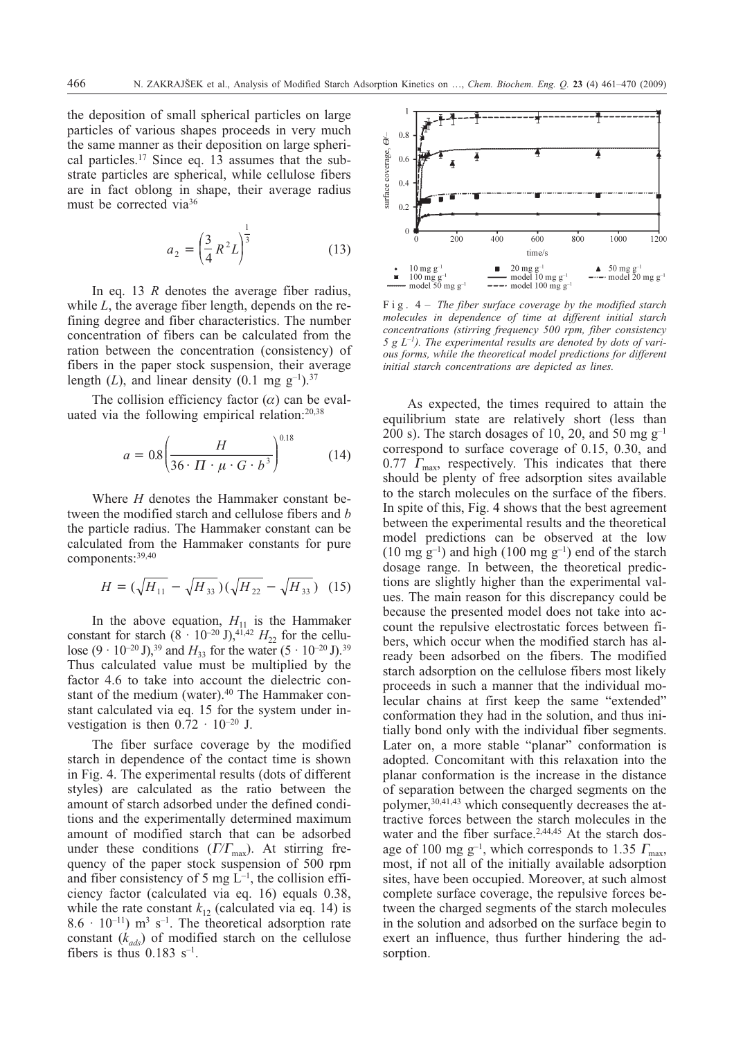the deposition of small spherical particles on large particles of various shapes proceeds in very much the same manner as their deposition on large spherical particles.[17] Since eq. 13 assumes that the substrate particles are spherical, while cellulose fibers are in fact oblong in shape, their average radius must be corrected via[36]

$$a_2 = \left(\frac{3}{4}R^2L\right)^{\frac{1}{3}} \tag{13}$$

In eq. 13 $R$ denotes the average fiber radius, while $L$, the average fiber length, depends on the refining degree and fiber characteristics. The number concentration of fibers can be calculated from the ration between the concentration (consistency) of fibers in the paper stock suspension, their average length ($L$), and linear density (0.1 mg g$^{-1}$).[37]

The collision efficiency factor ($\alpha$) can be evaluated via the following empirical relation:[20,38]

$$a = 0.8\left(\frac{H}{36\cdot\Pi\cdot\mu\cdot G\cdot b^3}\right)^{0.18} \tag{14}$$

Where $H$ denotes the Hammaker constant between the modified starch and cellulose fibers and $b$ the particle radius. The Hammaker constant can be calculated from the Hammaker constants for pure components:[39,40]

$$H = (\sqrt{H_{11}} - \sqrt{H_{33}})(\sqrt{H_{22}} - \sqrt{H_{33}}) \tag{15}$$

In the above equation, $H_{11}$ is the Hammaker constant for starch ($8\cdot10^{-20}$ J),[41,42] $H_{22}$ for the cellulose ($9\cdot10^{-20}$ J),[39] and $H_{33}$ for the water ($5\cdot10^{-20}$ J).[39] Thus calculated value must be multiplied by the factor 4.6 to take into account the dielectric constant of the medium (water).[40] The Hammaker constant calculated via eq. 15 for the system under investigation is then $0.72\cdot10^{-20}$ J.

The fiber surface coverage by the modified starch in dependence of the contact time is shown in Fig. 4. The experimental results (dots of different styles) are calculated as the ratio between the amount of starch adsorbed under the defined conditions and the experimentally determined maximum amount of modified starch that can be adsorbed under these conditions ($\Gamma/\Gamma_{max}$). At stirring frequency of the paper stock suspension of 500 rpm and fiber consistency of 5 mg L$^{-1}$, the collision efficiency factor (calculated via eq. 16) equals 0.38, while the rate constant $k_{12}$ (calculated via eq. 14) is $8.6\cdot10^{-11}$) m$^3$ s$^{-1}$. The theoretical adsorption rate constant ($k_{ads}$) of modified starch on the cellulose fibers is thus 0.183 s$^{-1}$.

Fig. 4 – *The fiber surface coverage by the modified starch molecules in dependence of time at different initial starch concentrations (stirring frequency 500 rpm, fiber consistency 5 g L$^{-1}$). The experimental results are denoted by dots of various forms, while the theoretical model predictions for different initial starch concentrations are depicted as lines.*

As expected, the times required to attain the equilibrium state are relatively short (less than 200 s). The starch dosages of 10, 20, and 50 mg g$^{-1}$ correspond to surface coverage of 0.15, 0.30, and 0.77 $\Gamma_{max}$, respectively. This indicates that there should be plenty of free adsorption sites available to the starch molecules on the surface of the fibers. In spite of this, Fig. 4 shows that the best agreement between the experimental results and the theoretical model predictions can be observed at the low (10 mg g$^{-1}$) and high (100 mg g$^{-1}$) end of the starch dosage range. In between, the theoretical predictions are slightly higher than the experimental values. The main reason for this discrepancy could be because the presented model does not take into account the repulsive electrostatic forces between fibers, which occur when the modified starch has already been adsorbed on the fibers. The modified starch adsorption on the cellulose fibers most likely proceeds in such a manner that the individual molecular chains at first keep the same "extended" conformation they had in the solution, and thus initially bond only with the individual fiber segments. Later on, a more stable "planar" conformation is adopted. Concomitant with this relaxation into the planar conformation is the increase in the distance of separation between the charged segments on the polymer,[30,41,43] which consequently decreases the attractive forces between the starch molecules in the water and the fiber surface.[2,44,45] At the starch dosage of 100 mg g$^{-1}$, which corresponds to 1.35 $\Gamma_{max}$, most, if not all of the initially available adsorption sites, have been occupied. Moreover, at such almost complete surface coverage, the repulsive forces between the charged segments of the starch molecules in the solution and adsorbed on the surface begin to exert an influence, thus further hindering the adsorption.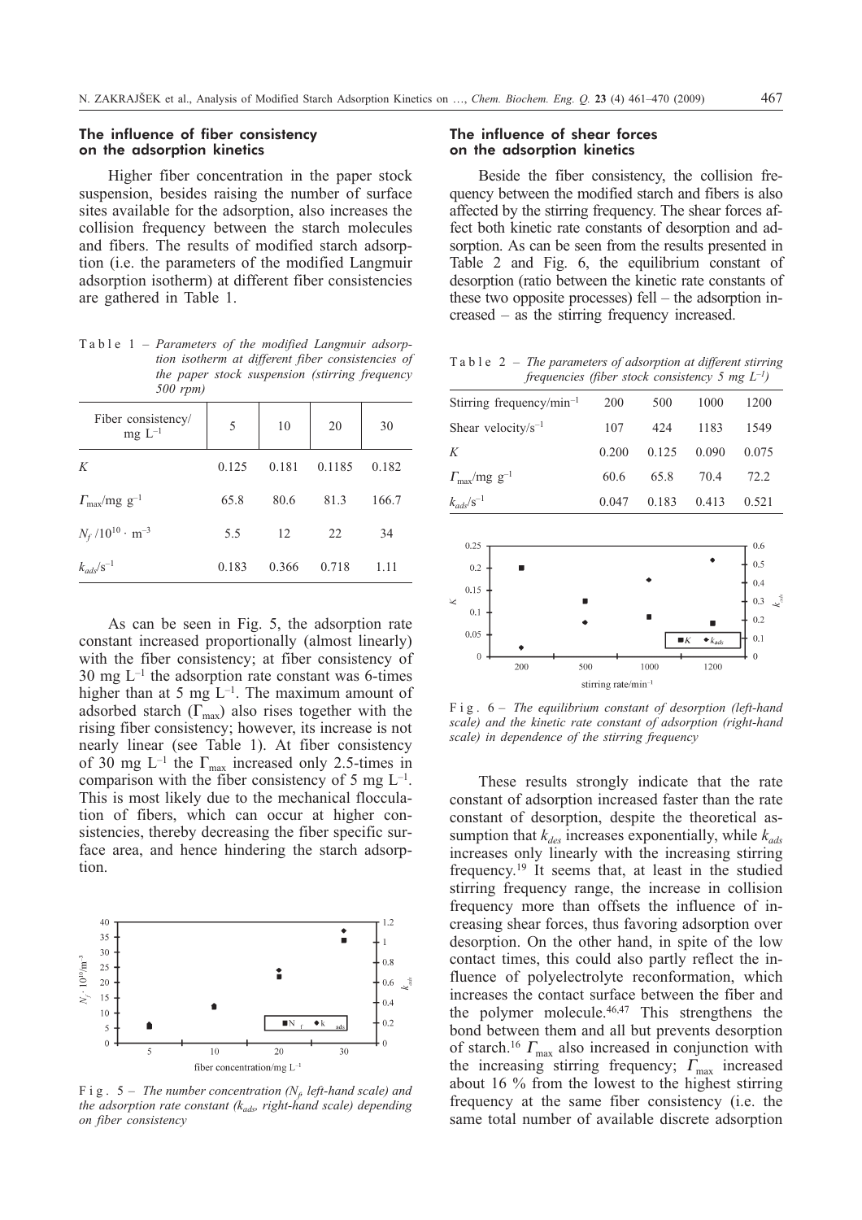### The influence of fiber consistency on the adsorption kinetics

Higher fiber concentration in the paper stock suspension, besides raising the number of surface sites available for the adsorption, also increases the collision frequency between the starch molecules and fibers. The results of modified starch adsorption (i.e. the parameters of the modified Langmuir adsorption isotherm) at different fiber consistencies are gathered in Table 1.

Table 1 – *Parameters of the modified Langmuir adsorption isotherm at different fiber consistencies of the paper stock suspension (stirring frequency 500 rpm)*

| Fiber consistency/ mg $L^{-1}$ | 5 | 10 | 20 | 30 |
|---|---|---|---|---|
| $K$ | 0.125 | 0.181 | 0.1185 | 0.182 |
| $\Gamma_{max}$/mg $g^{-1}$ | 65.8 | 80.6 | 81.3 | 166.7 |
| $N_f$ /$10^{10}$ · $m^{-3}$ | 5.5 | 12 | 22 | 34 |
| $k_{ads}$/$s^{-1}$ | 0.183 | 0.366 | 0.718 | 1.11 |

As can be seen in Fig. 5, the adsorption rate constant increased proportionally (almost linearly) with the fiber consistency; at fiber consistency of 30 mg $L^{-1}$ the adsorption rate constant was 6-times higher than at 5 mg $L^{-1}$. The maximum amount of adsorbed starch ($\Gamma_{max}$) also rises together with the rising fiber consistency; however, its increase is not nearly linear (see Table 1). At fiber consistency of 30 mg $L^{-1}$ the $\Gamma_{max}$ increased only 2.5-times in comparison with the fiber consistency of 5 mg $L^{-1}$. This is most likely due to the mechanical flocculation of fibers, which can occur at higher consistencies, thereby decreasing the fiber specific surface area, and hence hindering the starch adsorption.

Fig. 5 – *The number concentration ($N_f$, left-hand scale) and the adsorption rate constant ($k_{ads}$, right-hand scale) depending on fiber consistency*

### The influence of shear forces on the adsorption kinetics

Beside the fiber consistency, the collision frequency between the modified starch and fibers is also affected by the stirring frequency. The shear forces affect both kinetic rate constants of desorption and adsorption. As can be seen from the results presented in Table 2 and Fig. 6, the equilibrium constant of desorption (ratio between the kinetic rate constants of these two opposite processes) fell – the adsorption increased – as the stirring frequency increased.

Table 2 – *The parameters of adsorption at different stirring frequencies (fiber stock consistency 5 mg $L^{-1}$)*

| Stirring frequency/$min^{-1}$ | 200 | 500 | 1000 | 1200 |
|---|---|---|---|---|
| Shear velocity/$s^{-1}$ | 107 | 424 | 1183 | 1549 |
| $K$ | 0.200 | 0.125 | 0.090 | 0.075 |
| $\Gamma_{max}$/mg $g^{-1}$ | 60.6 | 65.8 | 70.4 | 72.2 |
| $k_{ads}$/$s^{-1}$ | 0.047 | 0.183 | 0.413 | 0.521 |

Fig. 6 – *The equilibrium constant of desorption (left-hand scale) and the kinetic rate constant of adsorption (right-hand scale) in dependence of the stirring frequency*

These results strongly indicate that the rate constant of adsorption increased faster than the rate constant of desorption, despite the theoretical assumption that $k_{des}$ increases exponentially, while $k_{ads}$ increases only linearly with the increasing stirring frequency.[19] It seems that, at least in the studied stirring frequency range, the increase in collision frequency more than offsets the influence of increasing shear forces, thus favoring adsorption over desorption. On the other hand, in spite of the low contact times, this could also partly reflect the influence of polyelectrolyte reconformation, which increases the contact surface between the fiber and the polymer molecule.[46,47] This strengthens the bond between them and all but prevents desorption of starch.[16] $\Gamma_{max}$ also increased in conjunction with the increasing stirring frequency; $\Gamma_{max}$ increased about 16 % from the lowest to the highest stirring frequency at the same fiber consistency (i.e. the same total number of available discrete adsorption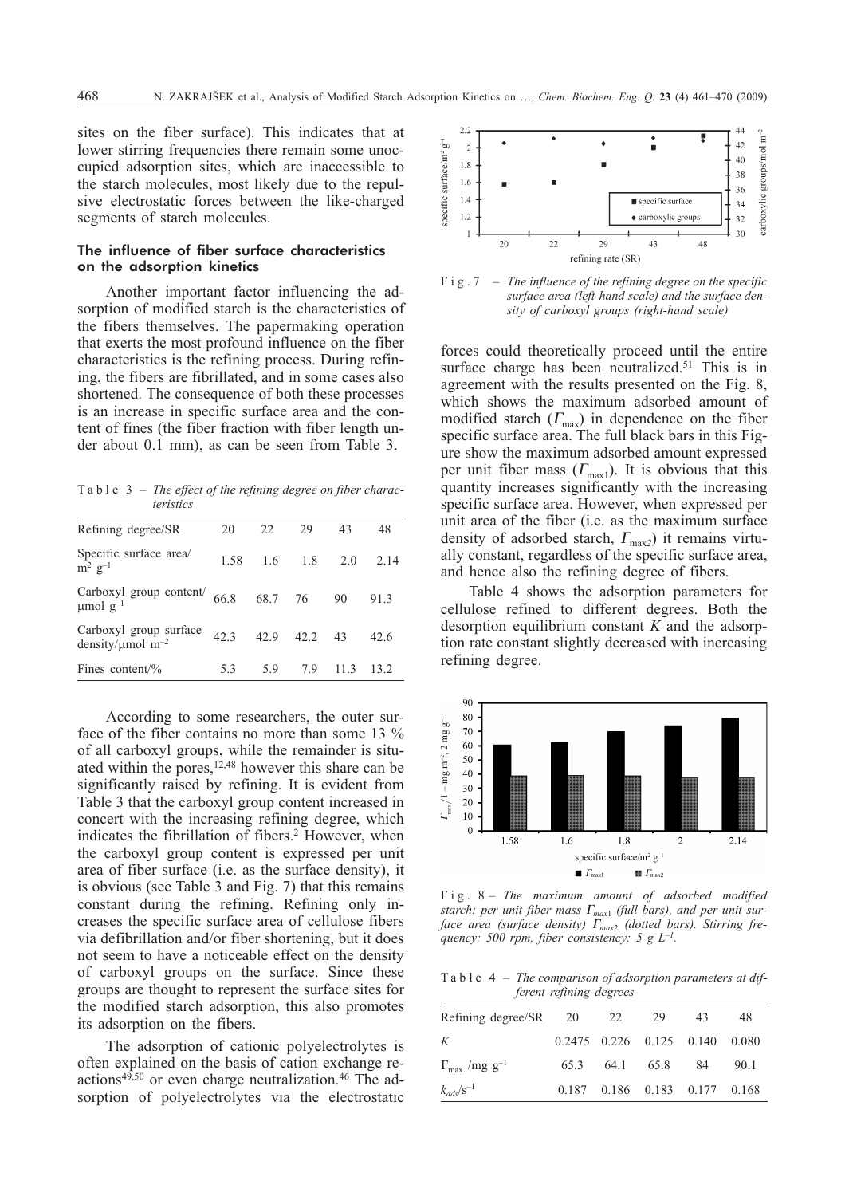sites on the fiber surface). This indicates that at lower stirring frequencies there remain some unoccupied adsorption sites, which are inaccessible to the starch molecules, most likely due to the repulsive electrostatic forces between the like-charged segments of starch molecules.

### The influence of fiber surface characteristics on the adsorption kinetics

Another important factor influencing the adsorption of modified starch is the characteristics of the fibers themselves. The papermaking operation that exerts the most profound influence on the fiber characteristics is the refining process. During refining, the fibers are fibrillated, and in some cases also shortened. The consequence of both these processes is an increase in specific surface area and the content of fines (the fiber fraction with fiber length under about 0.1 mm), as can be seen from Table 3.

Table 3 – *The effect of the refining degree on fiber characteristics*

| Refining degree/SR | 20 | 22 | 29 | 43 | 48 |
|---|---|---|---|---|---|
| Specific surface area/ $m^2$ $g^{-1}$ | 1.58 | 1.6 | 1.8 | 2.0 | 2.14 |
| Carboxyl group content/ μmol $g^{-1}$ | 66.8 | 68.7 | 76 | 90 | 91.3 |
| Carboxyl group surface density/μmol $m^{-2}$ | 42.3 | 42.9 | 42.2 | 43 | 42.6 |
| Fines content/% | 5.3 | 5.9 | 7.9 | 11.3 | 13.2 |

According to some researchers, the outer surface of the fiber contains no more than some 13 % of all carboxyl groups, while the remainder is situated within the pores,[12,48] however this share can be significantly raised by refining. It is evident from Table 3 that the carboxyl group content increased in concert with the increasing refining degree, which indicates the fibrillation of fibers.[2] However, when the carboxyl group content is expressed per unit area of fiber surface (i.e. as the surface density), it is obvious (see Table 3 and Fig. 7) that this remains constant during the refining. Refining only increases the specific surface area of cellulose fibers via defibrillation and/or fiber shortening, but it does not seem to have a noticeable effect on the density of carboxyl groups on the surface. Since these groups are thought to represent the surface sites for the modified starch adsorption, this also promotes its adsorption on the fibers.

The adsorption of cationic polyelectrolytes is often explained on the basis of cation exchange reactions[49,50] or even charge neutralization.[46] The adsorption of polyelectrolytes via the electrostatic forces could theoretically proceed until the entire surface charge has been neutralized.[51] This is in agreement with the results presented on the Fig. 8, which shows the maximum adsorbed amount of modified starch ($\Gamma_{max}$) in dependence on the fiber specific surface area. The full black bars in this Figure show the maximum adsorbed amount expressed per unit fiber mass ($\Gamma_{max1}$). It is obvious that this quantity increases significantly with the increasing specific surface area. However, when expressed per unit area of the fiber (i.e. as the maximum surface density of adsorbed starch, $\Gamma_{max2}$) it remains virtually constant, regardless of the specific surface area, and hence also the refining degree of fibers.

Fig. 7 – *The influence of the refining degree on the specific surface area (left-hand scale) and the surface density of carboxyl groups (right-hand scale)*

Table 4 shows the adsorption parameters for cellulose refined to different degrees. Both the desorption equilibrium constant $K$ and the adsorption rate constant slightly decreased with increasing refining degree.

Fig. 8 – *The maximum amount of adsorbed modified starch: per unit fiber mass $\Gamma_{max1}$ (full bars), and per unit surface area (surface density) $\Gamma_{max2}$ (dotted bars). Stirring frequency: 500 rpm, fiber consistency: 5 g $L^{-1}$.*

Table 4 – *The comparison of adsorption parameters at different refining degrees*

| Refining degree/SR | 20 | 22 | 29 | 43 | 48 |
|---|---|---|---|---|---|
| $K$ | 0.2475 | 0.226 | 0.125 | 0.140 | 0.080 |
| $\Gamma_{max}$ /mg $g^{-1}$ | 65.3 | 64.1 | 65.8 | 84 | 90.1 |
| $k_{ads}$/$s^{-1}$ | 0.187 | 0.186 | 0.183 | 0.177 | 0.168 |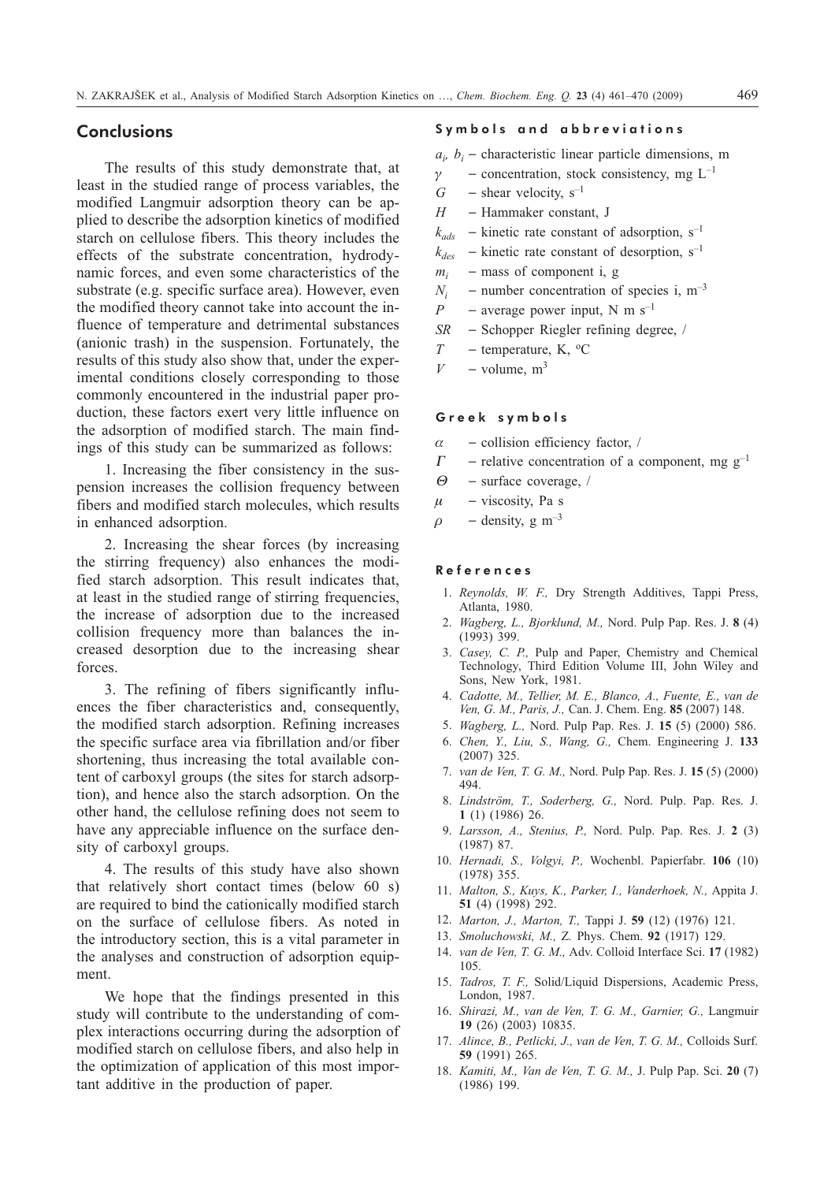## Conclusions

The results of this study demonstrate that, at least in the studied range of process variables, the modified Langmuir adsorption theory can be applied to describe the adsorption kinetics of modified starch on cellulose fibers. This theory includes the effects of the substrate concentration, hydrodynamic forces, and even some characteristics of the substrate (e.g. specific surface area). However, even the modified theory cannot take into account the influence of temperature and detrimental substances (anionic trash) in the suspension. Fortunately, the results of this study also show that, under the experimental conditions closely corresponding to those commonly encountered in the industrial paper production, these factors exert very little influence on the adsorption of modified starch. The main findings of this study can be summarized as follows:

1. Increasing the fiber consistency in the suspension increases the collision frequency between fibers and modified starch molecules, which results in enhanced adsorption.

2. Increasing the shear forces (by increasing the stirring frequency) also enhances the modified starch adsorption. This result indicates that, at least in the studied range of stirring frequencies, the increase of adsorption due to the increased collision frequency more than balances the increased desorption due to the increasing shear forces.

3. The refining of fibers significantly influences the fiber characteristics and, consequently, the modified starch adsorption. Refining increases the specific surface area via fibrillation and/or fiber shortening, thus increasing the total available content of carboxyl groups (the sites for starch adsorption), and hence also the starch adsorption. On the other hand, the cellulose refining does not seem to have any appreciable influence on the surface density of carboxyl groups.

4. The results of this study have also shown that relatively short contact times (below 60 s) are required to bind the cationically modified starch on the surface of cellulose fibers. As noted in the introductory section, this is a vital parameter in the analyses and construction of adsorption equipment.

We hope that the findings presented in this study will contribute to the understanding of complex interactions occurring during the adsorption of modified starch on cellulose fibers, and also help in the optimization of application of this most important additive in the production of paper.

### Symbols and abbreviations

- $a_i$, $b_i$ – characteristic linear particle dimensions, m
- $\gamma$ – concentration, stock consistency, mg L$^{-1}$
- $G$ – shear velocity, s$^{-1}$
- $H$ – Hammaker constant, J
- $k_{ads}$ – kinetic rate constant of adsorption, s$^{-1}$
- $k_{des}$ – kinetic rate constant of desorption, s$^{-1}$
- $m_i$ – mass of component i, g
- $N_i$ – number concentration of species i, m$^{-3}$
- $P$ – average power input, N m s$^{-1}$
- $SR$ – Schopper Riegler refining degree, /
- $T$ – temperature, K, °C
- $V$ – volume, m$^3$

### Greek symbols

- $\alpha$ – collision efficiency factor, /
- $\Gamma$ – relative concentration of a component, mg g$^{-1}$
- $\Theta$ – surface coverage, /
- $\mu$ – viscosity, Pa s
- $\rho$ – density, g m$^{-3}$

### References

1. *Reynolds, W. F.,* Dry Strength Additives, Tappi Press, Atlanta, 1980.
2. *Wagberg, L., Bjorklund, M.,* Nord. Pulp Pap. Res. J. **8** (4) (1993) 399.
3. *Casey, C. P.,* Pulp and Paper, Chemistry and Chemical Technology, Third Edition Volume III, John Wiley and Sons, New York, 1981.
4. *Cadotte, M., Tellier, M. E., Blanco, A., Fuente, E., van de Ven, G. M., Paris, J.,* Can. J. Chem. Eng. **85** (2007) 148.
5. *Wagberg, L.,* Nord. Pulp Pap. Res. J. **15** (5) (2000) 586.
6. *Chen, Y., Liu, S., Wang, G.,* Chem. Engineering J. **133** (2007) 325.
7. *van de Ven, T. G. M.,* Nord. Pulp Pap. Res. J. **15** (5) (2000) 494.
8. *Lindström, T., Soderberg, G.,* Nord. Pulp. Pap. Res. J. **1** (1) (1986) 26.
9. *Larsson, A., Stenius, P.,* Nord. Pulp. Pap. Res. J. **2** (3) (1987) 87.
10. *Hernadi, S., Volgyi, P.,* Wochenbl. Papierfabr. **106** (10) (1978) 355.
11. *Malton, S., Kuys, K., Parker, I., Vanderhoek, N.,* Appita J. **51** (4) (1998) 292.
12. *Marton, J., Marton, T.,* Tappi J. **59** (12) (1976) 121.
13. *Smoluchowski, M.,* Z. Phys. Chem. **92** (1917) 129.
14. *van de Ven, T. G. M.,* Adv. Colloid Interface Sci. **17** (1982) 105.
15. *Tadros, T. F.,* Solid/Liquid Dispersions, Academic Press, London, 1987.
16. *Shirazi, M., van de Ven, T. G. M., Garnier, G.,* Langmuir **19** (26) (2003) 10835.
17. *Alince, B., Petlicki, J., van de Ven, T. G. M.,* Colloids Surf. **59** (1991) 265.
18. *Kamiti, M., Van de Ven, T. G. M.,* J. Pulp Pap. Sci. **20** (7) (1986) 199.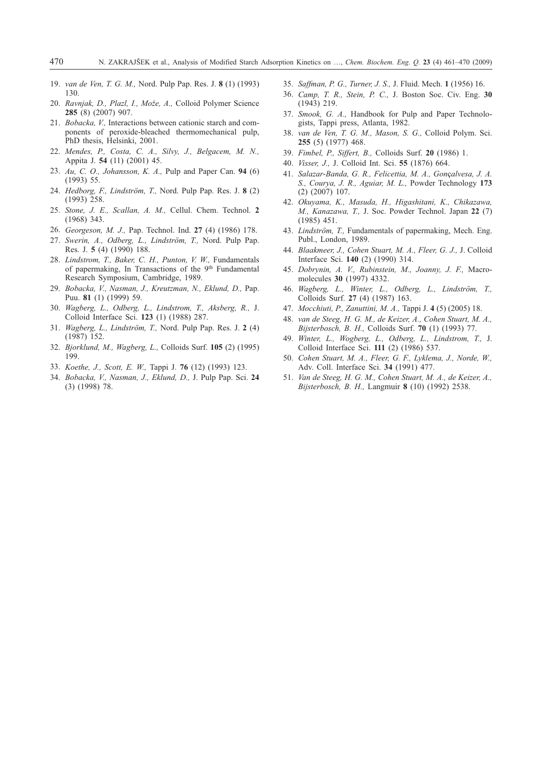19. *van de Ven, T. G. M.,* Nord. Pulp Pap. Res. J. **8** (1) (1993) 130.
20. *Ravnjak, D., Plazl, I., Može, A.,* Colloid Polymer Science **285** (8) (2007) 907.
21. *Bobacka, V.,* Interactions between cationic starch and components of peroxide-bleached thermomechanical pulp, PhD thesis, Helsinki, 2001.
22. *Mendes, P., Costa, C. A., Silvy, J., Belgacem, M. N.,* Appita J. **54** (11) (2001) 45.
23. *Au, C. O., Johansson, K. A.,* Pulp and Paper Can. **94** (6) (1993) 55.
24. *Hedborg, F., Lindström, T.,* Nord. Pulp Pap. Res. J. **8** (2) (1993) 258.
25. *Stone, J. E., Scallan, A. M.,* Cellul. Chem. Technol. **2** (1968) 343.
26. *Georgeson, M. J.,* Pap. Technol. Ind. **27** (4) (1986) 178.
27. *Swerin, A., Odberg, L., Lindström, T.,* Nord. Pulp Pap. Res. J. **5** (4) (1990) 188.
28. *Lindstrom, T., Baker, C. H., Punton, V. W.,* Fundamentals of papermaking, In Transactions of the 9th Fundamental Research Symposium, Cambridge, 1989.
29. *Bobacka, V., Nasman, J., Kreutzman, N., Eklund, D.,* Pap. Puu. **81** (1) (1999) 59.
30. *Wagberg, L., Odberg, L., Lindstrom, T., Aksberg, R.,* J. Colloid Interface Sci. **123** (1) (1988) 287.
31. *Wagberg, L., Lindström, T.,* Nord. Pulp Pap. Res. J. **2** (4) (1987) 152.
32. *Bjorklund, M., Wagberg, L.,* Colloids Surf. **105** (2) (1995) 199.
33. *Koethe, J., Scott, E. W.,* Tappi J. **76** (12) (1993) 123.
34. *Bobacka, V., Nasman, J., Eklund, D.,* J. Pulp Pap. Sci. **24** (3) (1998) 78.
35. *Saffman, P. G., Turner, J. S.,* J. Fluid. Mech. **1** (1956) 16.
36. *Camp, T. R., Stein, P. C.,* J. Boston Soc. Civ. Eng. **30** (1943) 219.
37. *Smook, G. A.,* Handbook for Pulp and Paper Technologists, Tappi press, Atlanta, 1982.
38. *van de Ven, T. G. M., Mason, S. G.,* Colloid Polym. Sci. **255** (5) (1977) 468.
39. *Fimbel, P., Siffert, B.,* Colloids Surf. **20** (1986) 1.
40. *Visser, J.,* J. Colloid Int. Sci. **55** (1876) 664.
41. *Salazar-Banda, G. R., Felicettia, M. A., Gonçalvesa, J. A. S., Courya, J. R., Aguiar, M. L.,* Powder Technology **173** (2) (2007) 107.
42. *Okuyama, K., Masuda, H., Higashitani, K., Chikazawa, M., Kanazawa, T.,* J. Soc. Powder Technol. Japan **22** (7) (1985) 451.
43. *Lindström, T.,* Fundamentals of papermaking, Mech. Eng. Publ., London, 1989.
44. *Blaakmeer, J., Cohen Stuart, M. A., Fleer, G. J.,* J. Colloid Interface Sci. **140** (2) (1990) 314.
45. *Dobrynin, A. V., Rubinstein, M., Joanny, J. F.,* Macromolecules **30** (1997) 4332.
46. *Wagberg, L., Winter, L., Odberg, L., Lindström, T.,* Colloids Surf. **27** (4) (1987) 163.
47. *Mocchiuti, P., Zanuttini, M. A.,* Tappi J. **4** (5) (2005) 18.
48. *van de Steeg, H. G. M., de Keizer, A., Cohen Stuart, M. A., Bijsterbosch, B. H.,* Colloids Surf. **70** (1) (1993) 77.
49. *Winter, L., Wogberg, L., Odberg, L., Lindstrom, T.,* J. Colloid Interface Sci. **111** (2) (1986) 537.
50. *Cohen Stuart, M. A., Fleer, G. F., Lyklema, J., Norde, W.,* Adv. Coll. Interface Sci. **34** (1991) 477.
51. *Van de Steeg, H. G. M., Cohen Stuart, M. A., de Keizer, A., Bijsterbosch, B. H.,* Langmuir **8** (10) (1992) 2538.